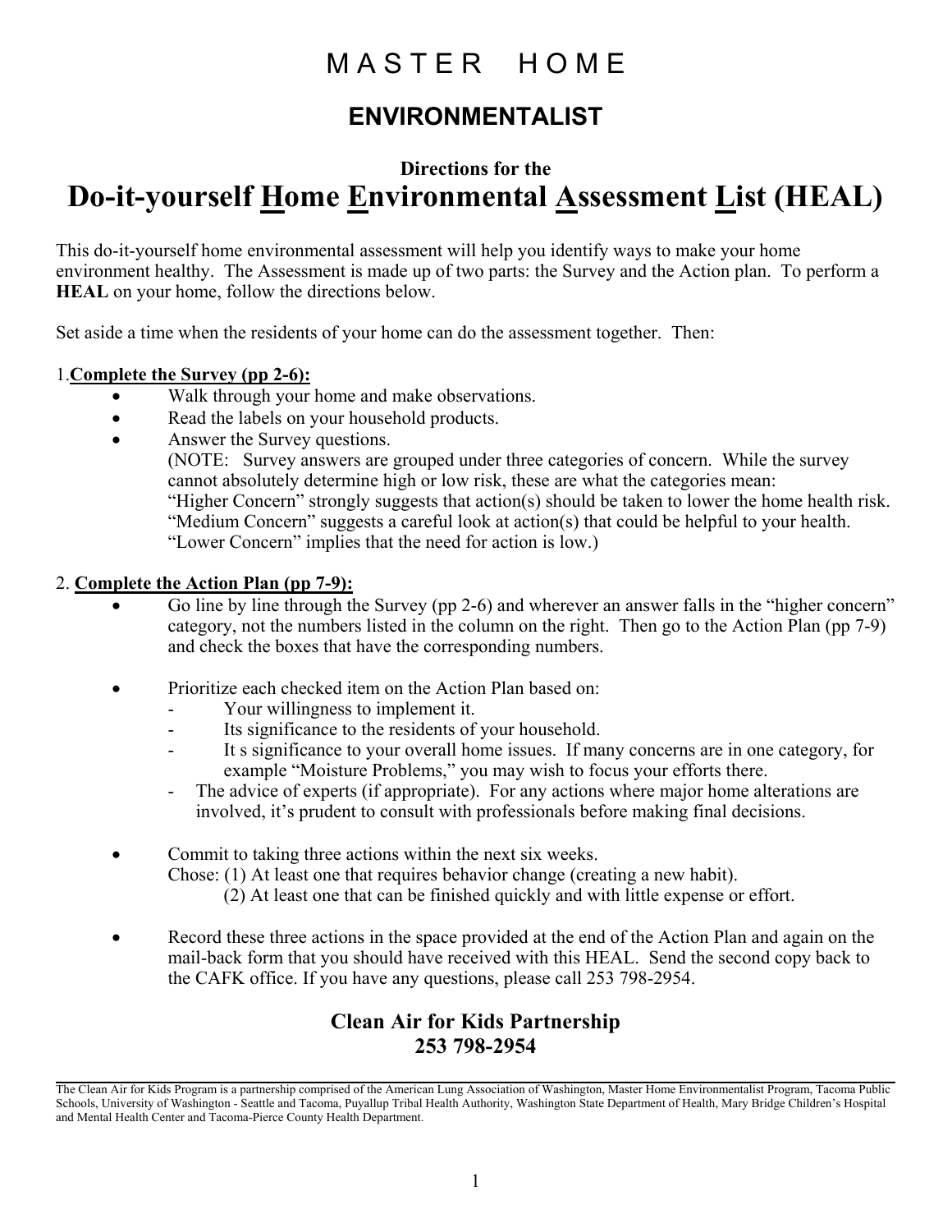# M A S T E R   H O M E

## ENVIRONMENTALIST

**Directions for the**

# Do-it-yourself Home Environmental Assessment List (HEAL)

This do-it-yourself home environmental assessment will help you identify ways to make your home environment healthy. The Assessment is made up of two parts: the Survey and the Action plan. To perform a **HEAL** on your home, follow the directions below.

Set aside a time when the residents of your home can do the assessment together. Then:

1. **Complete the Survey (pp 2-6):**
   - Walk through your home and make observations.
   - Read the labels on your household products.
   - Answer the Survey questions.
     (NOTE: Survey answers are grouped under three categories of concern. While the survey cannot absolutely determine high or low risk, these are what the categories mean:
     "Higher Concern" strongly suggests that action(s) should be taken to lower the home health risk.
     "Medium Concern" suggests a careful look at action(s) that could be helpful to your health.
     "Lower Concern" implies that the need for action is low.)

2. **Complete the Action Plan (pp 7-9):**
   - Go line by line through the Survey (pp 2-6) and wherever an answer falls in the "higher concern" category, not the numbers listed in the column on the right. Then go to the Action Plan (pp 7-9) and check the boxes that have the corresponding numbers.
   - Prioritize each checked item on the Action Plan based on:
     - Your willingness to implement it.
     - Its significance to the residents of your household.
     - It s significance to your overall home issues. If many concerns are in one category, for example "Moisture Problems," you may wish to focus your efforts there.
     - The advice of experts (if appropriate). For any actions where major home alterations are involved, it's prudent to consult with professionals before making final decisions.
   - Commit to taking three actions within the next six weeks.
     Chose: (1) At least one that requires behavior change (creating a new habit).
     (2) At least one that can be finished quickly and with little expense or effort.
   - Record these three actions in the space provided at the end of the Action Plan and again on the mail-back form that you should have received with this HEAL. Send the second copy back to the CAFK office. If you have any questions, please call 253 798-2954.

**Clean Air for Kids Partnership**
**253 798-2954**

---

The Clean Air for Kids Program is a partnership comprised of the American Lung Association of Washington, Master Home Environmentalist Program, Tacoma Public Schools, University of Washington - Seattle and Tacoma, Puyallup Tribal Health Authority, Washington State Department of Health, Mary Bridge Children's Hospital and Mental Health Center and Tacoma-Pierce County Health Department.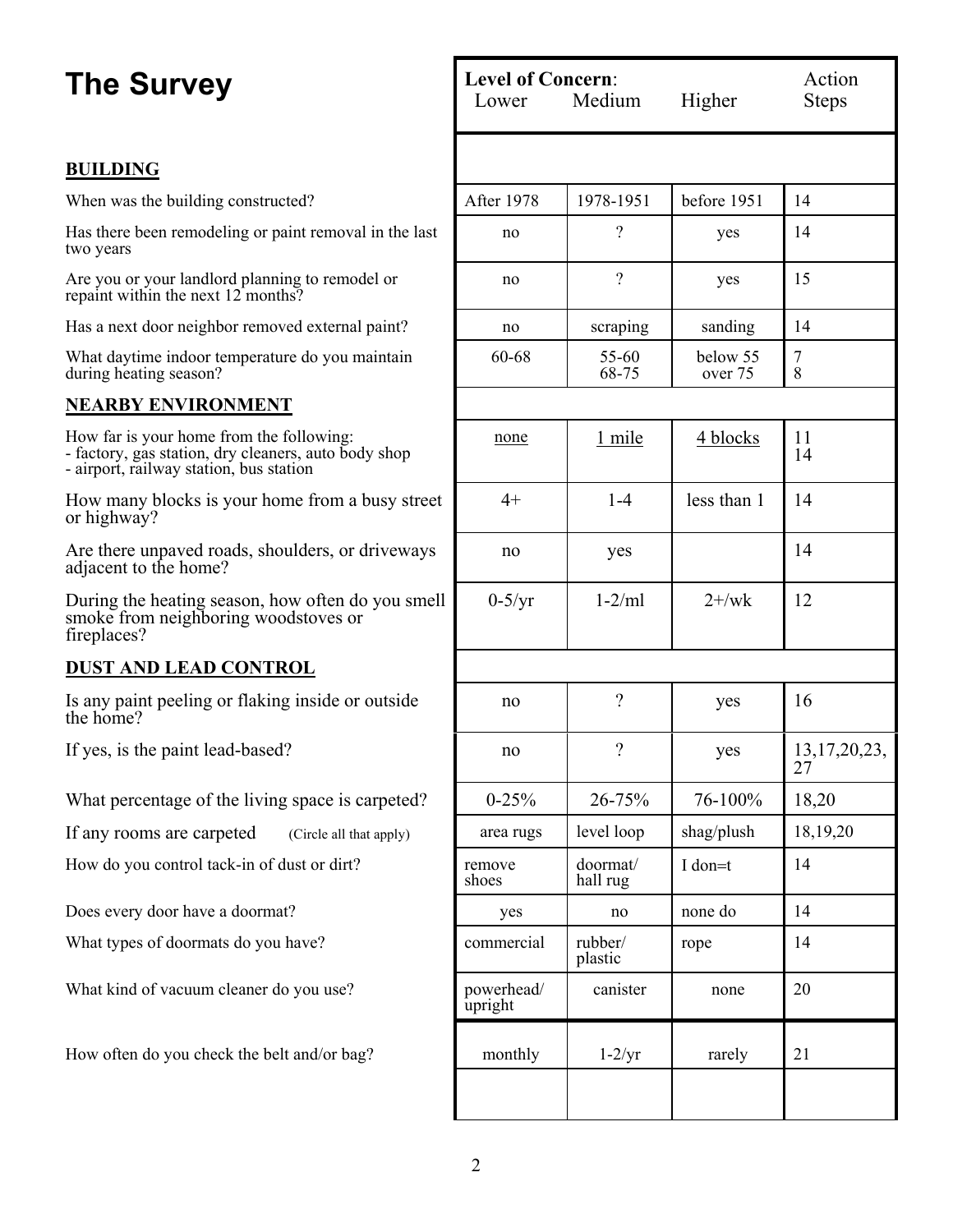# The Survey

| | Level of Concern: Lower | Medium | Higher | Action Steps |
|---|---|---|---|---|
| **BUILDING** | | | | |
| When was the building constructed? | After 1978 | 1978-1951 | before 1951 | 14 |
| Has there been remodeling or paint removal in the last two years | no | ? | yes | 14 |
| Are you or your landlord planning to remodel or repaint within the next 12 months? | no | ? | yes | 15 |
| Has a next door neighbor removed external paint? | no | scraping | sanding | 14 |
| What daytime indoor temperature do you maintain during heating season? | 60-68 | 55-60<br>68-75 | below 55<br>over 75 | 7<br>8 |
| **NEARBY ENVIRONMENT** | | | | |
| How far is your home from the following:<br>- factory, gas station, dry cleaners, auto body shop<br>- airport, railway station, bus station | none | 1 mile | 4 blocks | 11<br>14 |
| How many blocks is your home from a busy street or highway? | 4+ | 1-4 | less than 1 | 14 |
| Are there unpaved roads, shoulders, or driveways adjacent to the home? | no | yes | | 14 |
| During the heating season, how often do you smell smoke from neighboring woodstoves or fireplaces? | 0-5/yr | 1-2/ml | 2+/wk | 12 |
| **DUST AND LEAD CONTROL** | | | | |
| Is any paint peeling or flaking inside or outside the home? | no | ? | yes | 16 |
| If yes, is the paint lead-based? | no | ? | yes | 13,17,20,23,27 |
| What percentage of the living space is carpeted? | 0-25% | 26-75% | 76-100% | 18,20 |
| If any rooms are carpeted (Circle all that apply) | area rugs | level loop | shag/plush | 18,19,20 |
| How do you control tack-in of dust or dirt? | remove shoes | doormat/ hall rug | I don=t | 14 |
| Does every door have a doormat? | yes | no | none do | 14 |
| What types of doormats do you have? | commercial | rubber/ plastic | rope | 14 |
| What kind of vacuum cleaner do you use? | powerhead/ upright | canister | none | 20 |
| How often do you check the belt and/or bag? | monthly | 1-2/yr | rarely | 21 |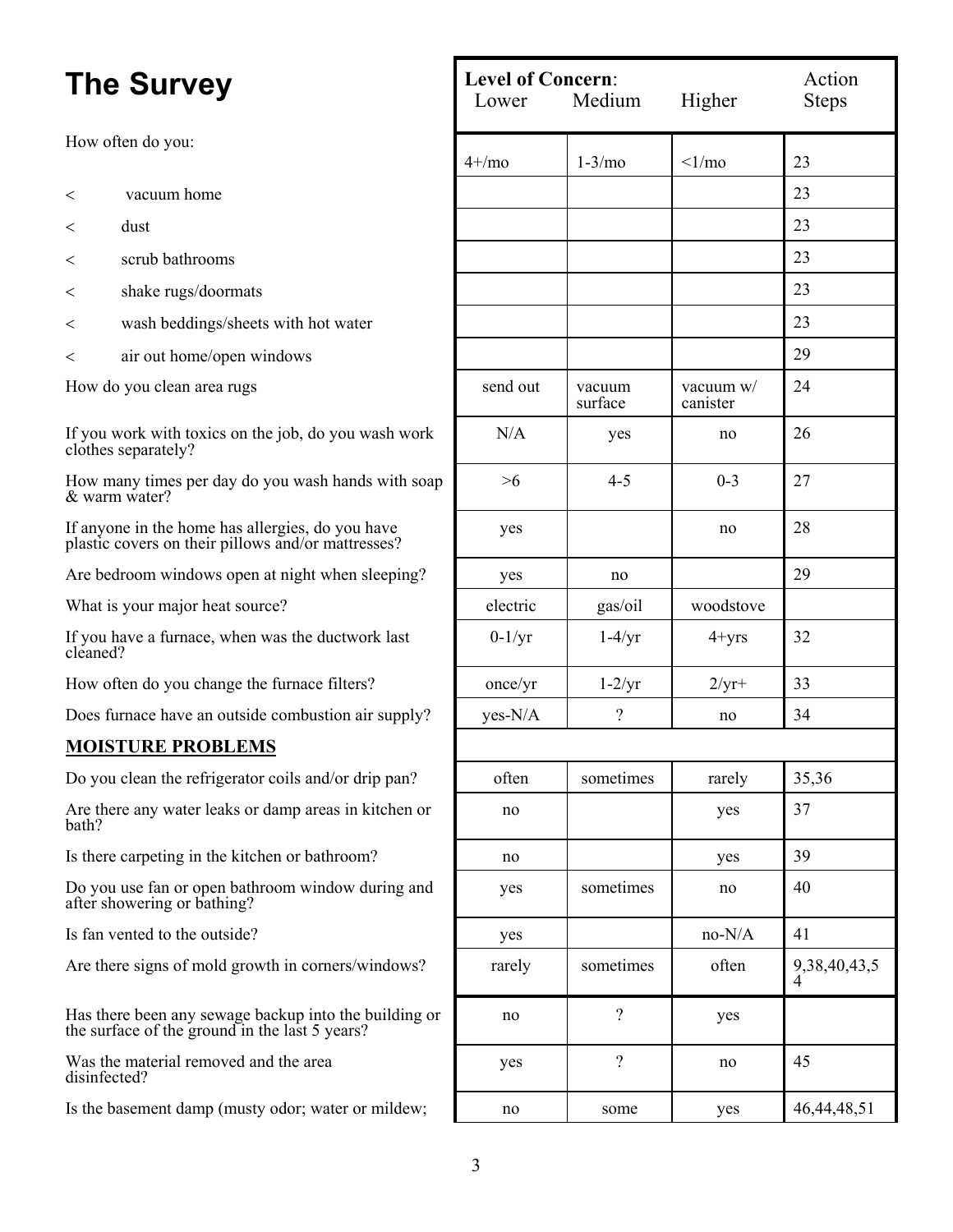# The Survey

| | Level of Concern: Lower | Medium | Higher | Action Steps |
|---|---|---|---|---|
| How often do you: | 4+/mo | 1-3/mo | <1/mo | 23 |
| < vacuum home | | | | 23 |
| < dust | | | | 23 |
| < scrub bathrooms | | | | 23 |
| < shake rugs/doormats | | | | 23 |
| < wash beddings/sheets with hot water | | | | 23 |
| < air out home/open windows | | | | 29 |
| How do you clean area rugs | send out | vacuum surface | vacuum w/ canister | 24 |
| If you work with toxics on the job, do you wash work clothes separately? | N/A | yes | no | 26 |
| How many times per day do you wash hands with soap & warm water? | >6 | 4-5 | 0-3 | 27 |
| If anyone in the home has allergies, do you have plastic covers on their pillows and/or mattresses? | yes | | no | 28 |
| Are bedroom windows open at night when sleeping? | yes | no | | 29 |
| What is your major heat source? | electric | gas/oil | woodstove | |
| If you have a furnace, when was the ductwork last cleaned? | 0-1/yr | 1-4/yr | 4+yrs | 32 |
| How often do you change the furnace filters? | once/yr | 1-2/yr | 2/yr+ | 33 |
| Does furnace have an outside combustion air supply? | yes-N/A | ? | no | 34 |
| **MOISTURE PROBLEMS** | | | | |
| Do you clean the refrigerator coils and/or drip pan? | often | sometimes | rarely | 35,36 |
| Are there any water leaks or damp areas in kitchen or bath? | no | | yes | 37 |
| Is there carpeting in the kitchen or bathroom? | no | | yes | 39 |
| Do you use fan or open bathroom window during and after showering or bathing? | yes | sometimes | no | 40 |
| Is fan vented to the outside? | yes | | no-N/A | 41 |
| Are there signs of mold growth in corners/windows? | rarely | sometimes | often | 9,38,40,43,54 |
| Has there been any sewage backup into the building or the surface of the ground in the last 5 years? | no | ? | yes | |
| Was the material removed and the area disinfected? | yes | ? | no | 45 |
| Is the basement damp (musty odor; water or mildew; | no | some | yes | 46,44,48,51 |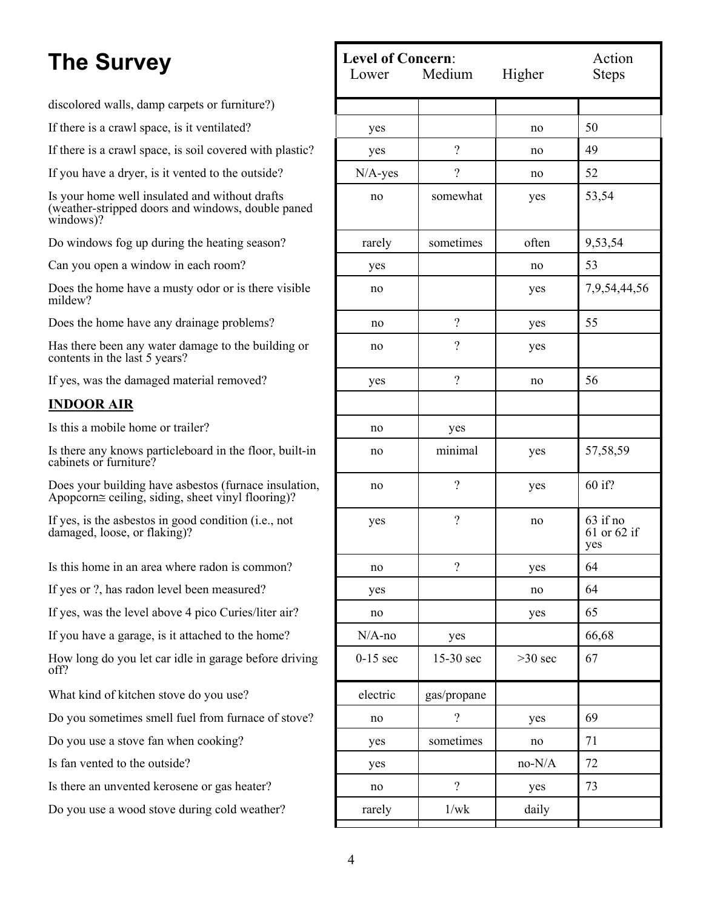# The Survey

| | Level of Concern: Lower | Medium | Higher | Action Steps |
|---|---|---|---|---|
| discolored walls, damp carpets or furniture?) | | | | |
| If there is a crawl space, is it ventilated? | yes | | no | 50 |
| If there is a crawl space, is soil covered with plastic? | yes | ? | no | 49 |
| If you have a dryer, is it vented to the outside? | N/A-yes | ? | no | 52 |
| Is your home well insulated and without drafts (weather-stripped doors and windows, double paned windows)? | no | somewhat | yes | 53,54 |
| Do windows fog up during the heating season? | rarely | sometimes | often | 9,53,54 |
| Can you open a window in each room? | yes | | no | 53 |
| Does the home have a musty odor or is there visible mildew? | no | | yes | 7,9,54,44,56 |
| Does the home have any drainage problems? | no | ? | yes | 55 |
| Has there been any water damage to the building or contents in the last 5 years? | no | ? | yes | |
| If yes, was the damaged material removed? | yes | ? | no | 56 |
| **INDOOR AIR** | | | | |
| Is this a mobile home or trailer? | no | yes | | |
| Is there any knows particleboard in the floor, built-in cabinets or furniture? | no | minimal | yes | 57,58,59 |
| Does your building have asbestos (furnace insulation, Apopcorn≅ ceiling, siding, sheet vinyl flooring)? | no | ? | yes | 60 if? |
| If yes, is the asbestos in good condition (i.e., not damaged, loose, or flaking)? | yes | ? | no | 63 if no 61 or 62 if yes |
| Is this home in an area where radon is common? | no | ? | yes | 64 |
| If yes or ?, has radon level been measured? | yes | | no | 64 |
| If yes, was the level above 4 pico Curies/liter air? | no | | yes | 65 |
| If you have a garage, is it attached to the home? | N/A-no | yes | | 66,68 |
| How long do you let car idle in garage before driving off? | 0-15 sec | 15-30 sec | >30 sec | 67 |
| What kind of kitchen stove do you use? | electric | gas/propane | | |
| Do you sometimes smell fuel from furnace of stove? | no | ? | yes | 69 |
| Do you use a stove fan when cooking? | yes | sometimes | no | 71 |
| Is fan vented to the outside? | yes | | no-N/A | 72 |
| Is there an unvented kerosene or gas heater? | no | ? | yes | 73 |
| Do you use a wood stove during cold weather? | rarely | 1/wk | daily | |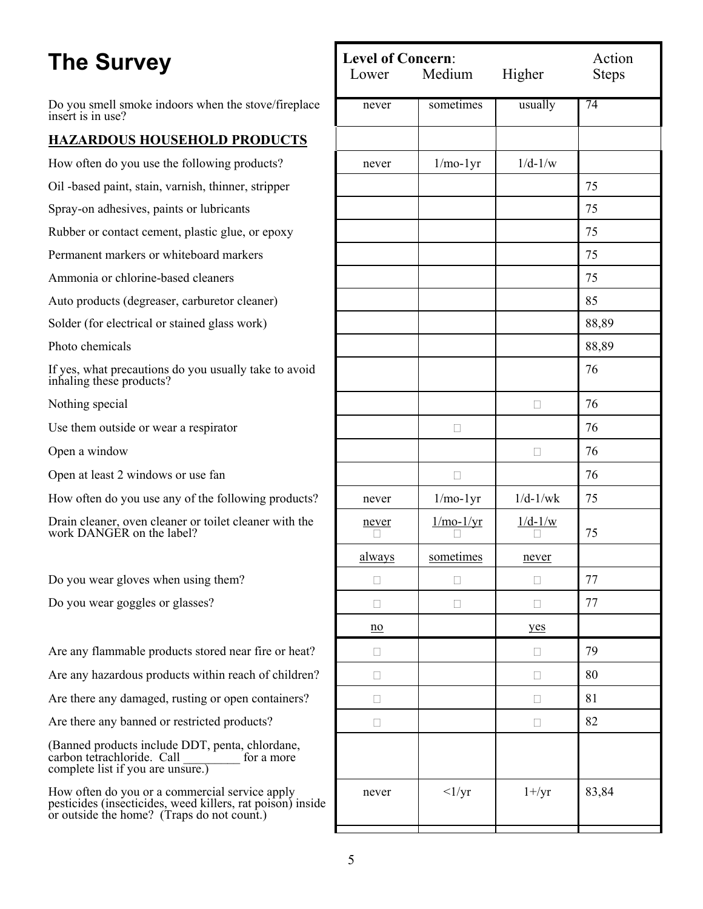# The Survey

| | Level of Concern: Lower | Medium | Higher | Action Steps |
|---|---|---|---|---|
| Do you smell smoke indoors when the stove/fireplace insert is in use? | never | sometimes | usually | 74 |
| **HAZARDOUS HOUSEHOLD PRODUCTS** | | | | |
| How often do you use the following products? | never | 1/mo-1yr | 1/d-1/w | |
| Oil -based paint, stain, varnish, thinner, stripper | | | | 75 |
| Spray-on adhesives, paints or lubricants | | | | 75 |
| Rubber or contact cement, plastic glue, or epoxy | | | | 75 |
| Permanent markers or whiteboard markers | | | | 75 |
| Ammonia or chlorine-based cleaners | | | | 75 |
| Auto products (degreaser, carburetor cleaner) | | | | 85 |
| Solder (for electrical or stained glass work) | | | | 88,89 |
| Photo chemicals | | | | 88,89 |
| If yes, what precautions do you usually take to avoid inhaling these products? | | | | 76 |
| Nothing special | | | □ | 76 |
| Use them outside or wear a respirator | | □ | | 76 |
| Open a window | | | □ | 76 |
| Open at least 2 windows or use fan | | □ | | 76 |
| How often do you use any of the following products? | never | 1/mo-1yr | 1/d-1/wk | 75 |
| Drain cleaner, oven cleaner or toilet cleaner with the work DANGER on the label? | never □ | 1/mo-1/yr □ | 1/d-1/w □ | 75 |
| | always | sometimes | never | |
| Do you wear gloves when using them? | □ | □ | □ | 77 |
| Do you wear goggles or glasses? | □ | □ | □ | 77 |
| | no | | yes | |
| Are any flammable products stored near fire or heat? | □ | | □ | 79 |
| Are any hazardous products within reach of children? | □ | | □ | 80 |
| Are there any damaged, rusting or open containers? | □ | | □ | 81 |
| Are there any banned or restricted products? | □ | | □ | 82 |
| (Banned products include DDT, penta, chlordane, carbon tetrachloride. Call _________ for a more complete list if you are unsure.) | | | | |
| How often do you or a commercial service apply pesticides (insecticides, weed killers, rat poison) inside or outside the home? (Traps do not count.) | never | <1/yr | 1+/yr | 83,84 |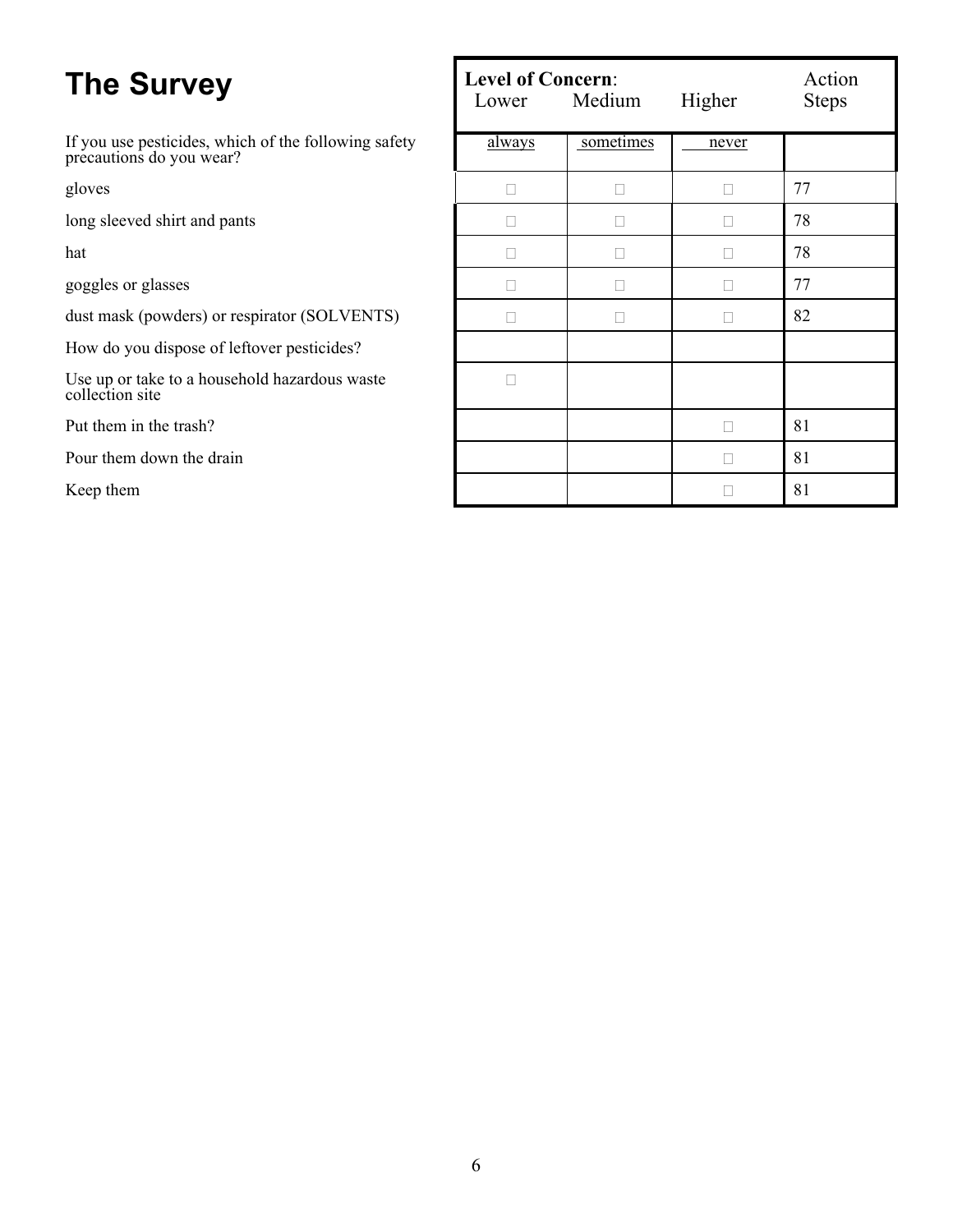# The Survey

| | Level of Concern: Lower | Medium | Higher | Action Steps |
|---|---|---|---|---|
| If you use pesticides, which of the following safety precautions do you wear? | always | sometimes | never | |
| gloves | □ | □ | □ | 77 |
| long sleeved shirt and pants | □ | □ | □ | 78 |
| hat | □ | □ | □ | 78 |
| goggles or glasses | □ | □ | □ | 77 |
| dust mask (powders) or respirator (SOLVENTS) | □ | □ | □ | 82 |
| How do you dispose of leftover pesticides? | | | | |
| Use up or take to a household hazardous waste collection site | □ | | | |
| Put them in the trash? | | | □ | 81 |
| Pour them down the drain | | | □ | 81 |
| Keep them | | | □ | 81 |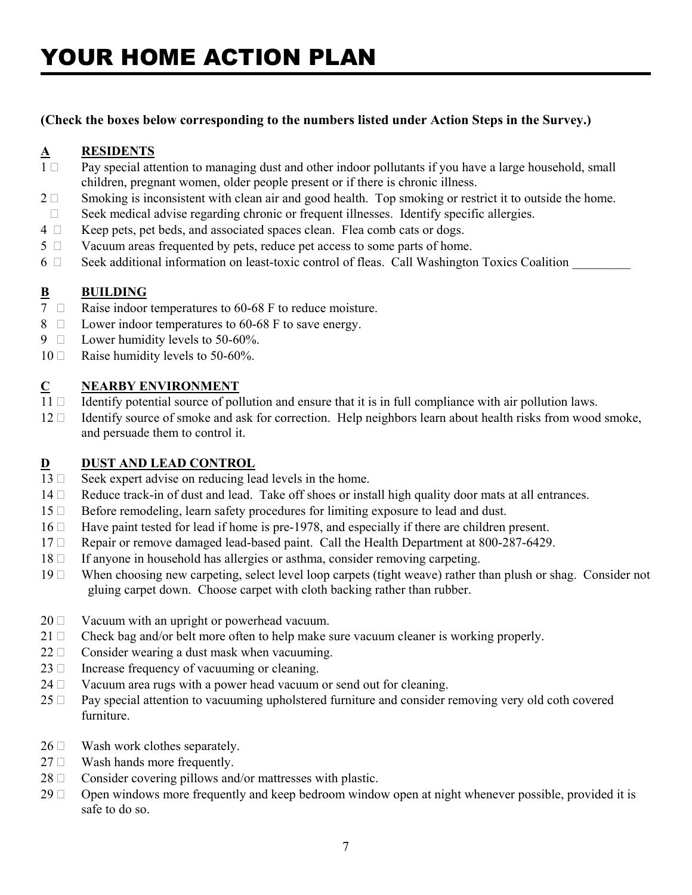# YOUR HOME ACTION PLAN

**(Check the boxes below corresponding to the numbers listed under Action Steps in the Survey.)**

## A RESIDENTS

1 ☐ Pay special attention to managing dust and other indoor pollutants if you have a large household, small children, pregnant women, older people present or if there is chronic illness.

2 ☐ Smoking is inconsistent with clean air and good health. Top smoking or restrict it to outside the home.

☐ Seek medical advise regarding chronic or frequent illnesses. Identify specific allergies.

4 ☐ Keep pets, pet beds, and associated spaces clean. Flea comb cats or dogs.

5 ☐ Vacuum areas frequented by pets, reduce pet access to some parts of home.

6 ☐ Seek additional information on least-toxic control of fleas. Call Washington Toxics Coalition _________

## B BUILDING

7 ☐ Raise indoor temperatures to 60-68 F to reduce moisture.

8 ☐ Lower indoor temperatures to 60-68 F to save energy.

9 ☐ Lower humidity levels to 50-60%.

10 ☐ Raise humidity levels to 50-60%.

## C NEARBY ENVIRONMENT

11 ☐ Identify potential source of pollution and ensure that it is in full compliance with air pollution laws.

12 ☐ Identify source of smoke and ask for correction. Help neighbors learn about health risks from wood smoke, and persuade them to control it.

## D DUST AND LEAD CONTROL

13 ☐ Seek expert advise on reducing lead levels in the home.

14 ☐ Reduce track-in of dust and lead. Take off shoes or install high quality door mats at all entrances.

15 ☐ Before remodeling, learn safety procedures for limiting exposure to lead and dust.

16 ☐ Have paint tested for lead if home is pre-1978, and especially if there are children present.

17 ☐ Repair or remove damaged lead-based paint. Call the Health Department at 800-287-6429.

18 ☐ If anyone in household has allergies or asthma, consider removing carpeting.

19 ☐ When choosing new carpeting, select level loop carpets (tight weave) rather than plush or shag. Consider not gluing carpet down. Choose carpet with cloth backing rather than rubber.

20 ☐ Vacuum with an upright or powerhead vacuum.

21 ☐ Check bag and/or belt more often to help make sure vacuum cleaner is working properly.

22 ☐ Consider wearing a dust mask when vacuuming.

23 ☐ Increase frequency of vacuuming or cleaning.

24 ☐ Vacuum area rugs with a power head vacuum or send out for cleaning.

25 ☐ Pay special attention to vacuuming upholstered furniture and consider removing very old coth covered furniture.

26 ☐ Wash work clothes separately.

27 ☐ Wash hands more frequently.

28 ☐ Consider covering pillows and/or mattresses with plastic.

29 ☐ Open windows more frequently and keep bedroom window open at night whenever possible, provided it is safe to do so.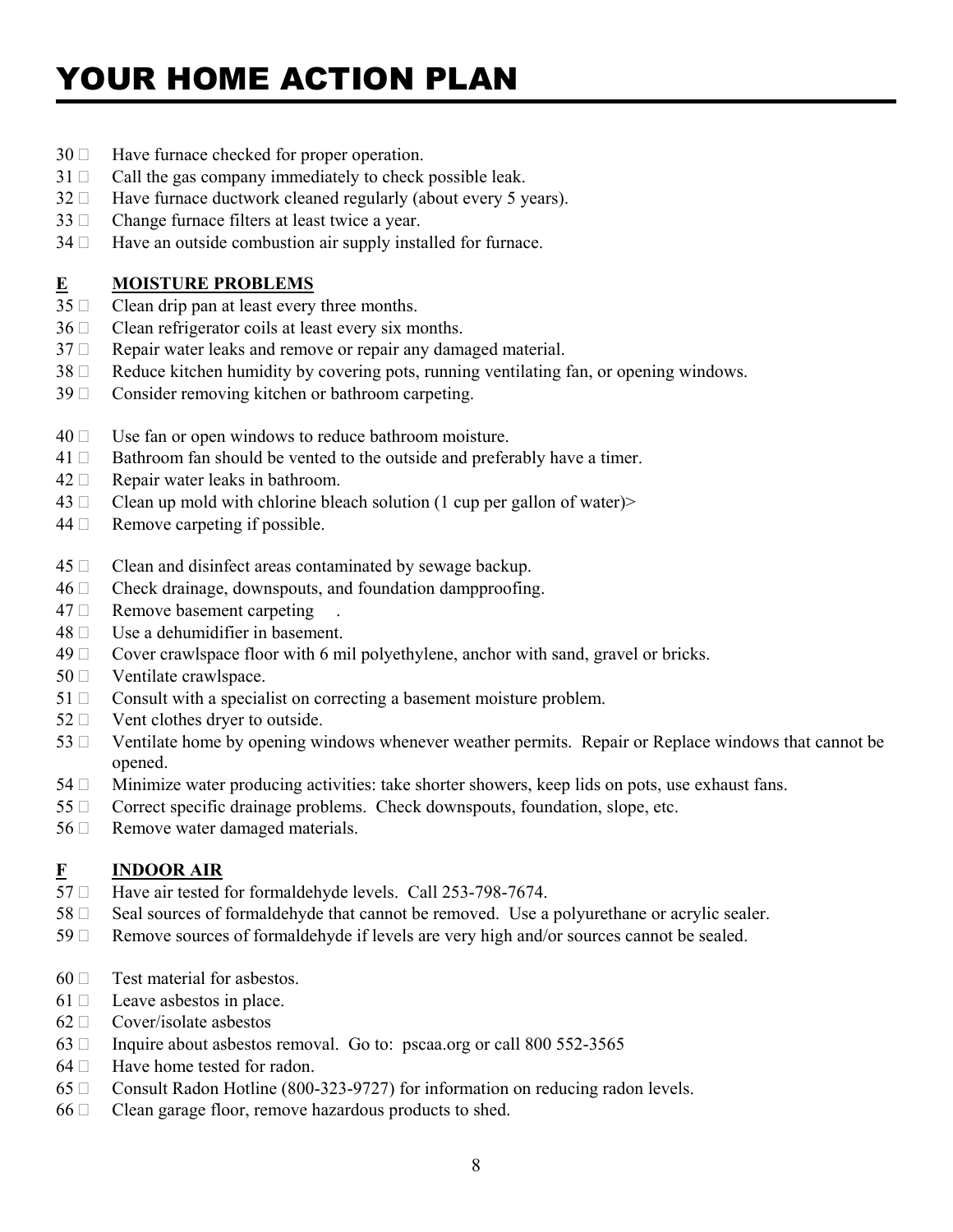# YOUR HOME ACTION PLAN

30 □ Have furnace checked for proper operation.
31 □ Call the gas company immediately to check possible leak.
32 □ Have furnace ductwork cleaned regularly (about every 5 years).
33 □ Change furnace filters at least twice a year.
34 □ Have an outside combustion air supply installed for furnace.

**E MOISTURE PROBLEMS**

35 □ Clean drip pan at least every three months.
36 □ Clean refrigerator coils at least every six months.
37 □ Repair water leaks and remove or repair any damaged material.
38 □ Reduce kitchen humidity by covering pots, running ventilating fan, or opening windows.
39 □ Consider removing kitchen or bathroom carpeting.

40 □ Use fan or open windows to reduce bathroom moisture.
41 □ Bathroom fan should be vented to the outside and preferably have a timer.
42 □ Repair water leaks in bathroom.
43 □ Clean up mold with chlorine bleach solution (1 cup per gallon of water)>
44 □ Remove carpeting if possible.

45 □ Clean and disinfect areas contaminated by sewage backup.
46 □ Check drainage, downspouts, and foundation dampproofing.
47 □ Remove basement carpeting .
48 □ Use a dehumidifier in basement.
49 □ Cover crawlspace floor with 6 mil polyethylene, anchor with sand, gravel or bricks.
50 □ Ventilate crawlspace.
51 □ Consult with a specialist on correcting a basement moisture problem.
52 □ Vent clothes dryer to outside.
53 □ Ventilate home by opening windows whenever weather permits. Repair or Replace windows that cannot be opened.
54 □ Minimize water producing activities: take shorter showers, keep lids on pots, use exhaust fans.
55 □ Correct specific drainage problems. Check downspouts, foundation, slope, etc.
56 □ Remove water damaged materials.

**F INDOOR AIR**

57 □ Have air tested for formaldehyde levels. Call 253-798-7674.
58 □ Seal sources of formaldehyde that cannot be removed. Use a polyurethane or acrylic sealer.
59 □ Remove sources of formaldehyde if levels are very high and/or sources cannot be sealed.

60 □ Test material for asbestos.
61 □ Leave asbestos in place.
62 □ Cover/isolate asbestos
63 □ Inquire about asbestos removal. Go to: pscaa.org or call 800 552-3565
64 □ Have home tested for radon.
65 □ Consult Radon Hotline (800-323-9727) for information on reducing radon levels.
66 □ Clean garage floor, remove hazardous products to shed.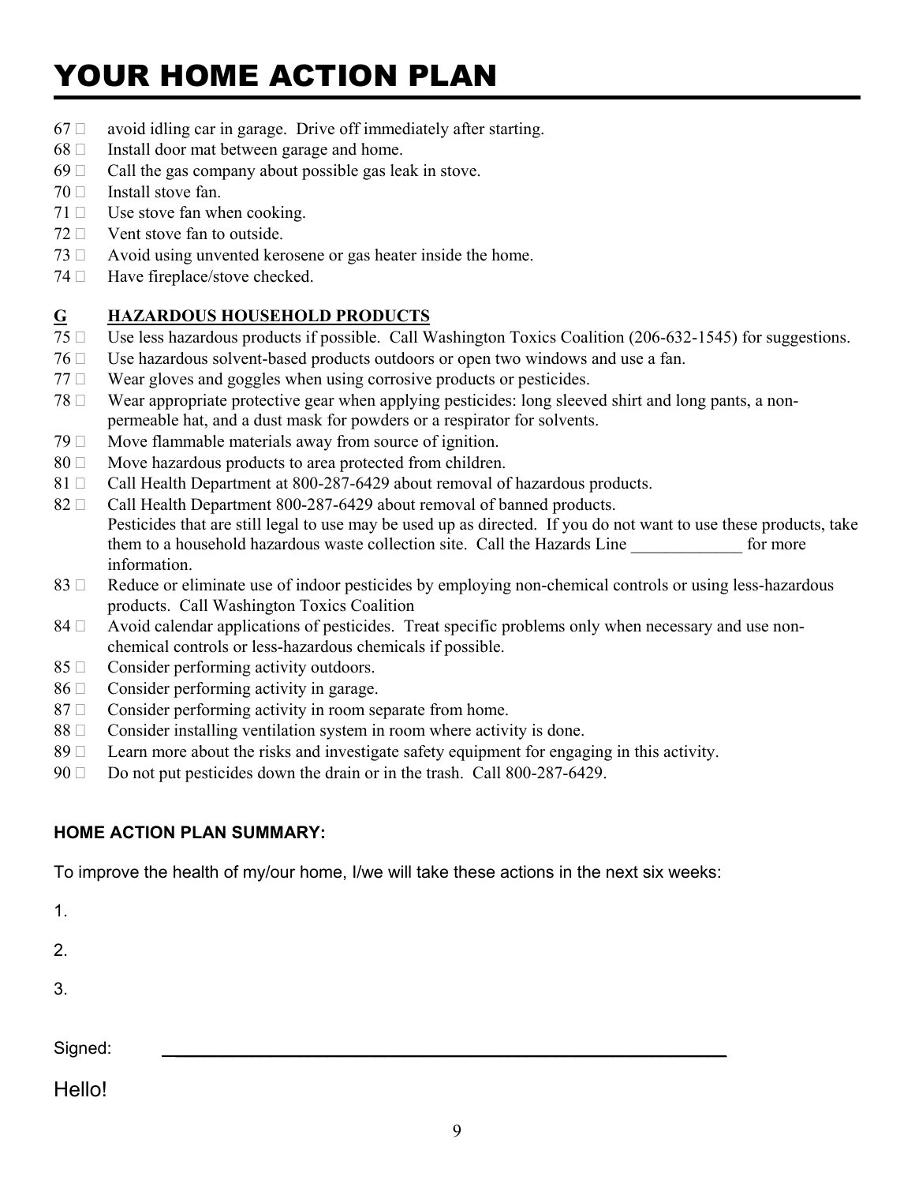# YOUR HOME ACTION PLAN

67 ☐ avoid idling car in garage. Drive off immediately after starting.
68 ☐ Install door mat between garage and home.
69 ☐ Call the gas company about possible gas leak in stove.
70 ☐ Install stove fan.
71 ☐ Use stove fan when cooking.
72 ☐ Vent stove fan to outside.
73 ☐ Avoid using unvented kerosene or gas heater inside the home.
74 ☐ Have fireplace/stove checked.

**G HAZARDOUS HOUSEHOLD PRODUCTS**

75 ☐ Use less hazardous products if possible. Call Washington Toxics Coalition (206-632-1545) for suggestions.
76 ☐ Use hazardous solvent-based products outdoors or open two windows and use a fan.
77 ☐ Wear gloves and goggles when using corrosive products or pesticides.
78 ☐ Wear appropriate protective gear when applying pesticides: long sleeved shirt and long pants, a non-permeable hat, and a dust mask for powders or a respirator for solvents.
79 ☐ Move flammable materials away from source of ignition.
80 ☐ Move hazardous products to area protected from children.
81 ☐ Call Health Department at 800-287-6429 about removal of hazardous products.
82 ☐ Call Health Department 800-287-6429 about removal of banned products. Pesticides that are still legal to use may be used up as directed. If you do not want to use these products, take them to a household hazardous waste collection site. Call the Hazards Line _____________ for more information.
83 ☐ Reduce or eliminate use of indoor pesticides by employing non-chemical controls or using less-hazardous products. Call Washington Toxics Coalition
84 ☐ Avoid calendar applications of pesticides. Treat specific problems only when necessary and use non-chemical controls or less-hazardous chemicals if possible.
85 ☐ Consider performing activity outdoors.
86 ☐ Consider performing activity in garage.
87 ☐ Consider performing activity in room separate from home.
88 ☐ Consider installing ventilation system in room where activity is done.
89 ☐ Learn more about the risks and investigate safety equipment for engaging in this activity.
90 ☐ Do not put pesticides down the drain or in the trash. Call 800-287-6429.

**HOME ACTION PLAN SUMMARY:**

To improve the health of my/our home, I/we will take these actions in the next six weeks:

1.

2.

3.

Signed: ____________________________________________

Hello!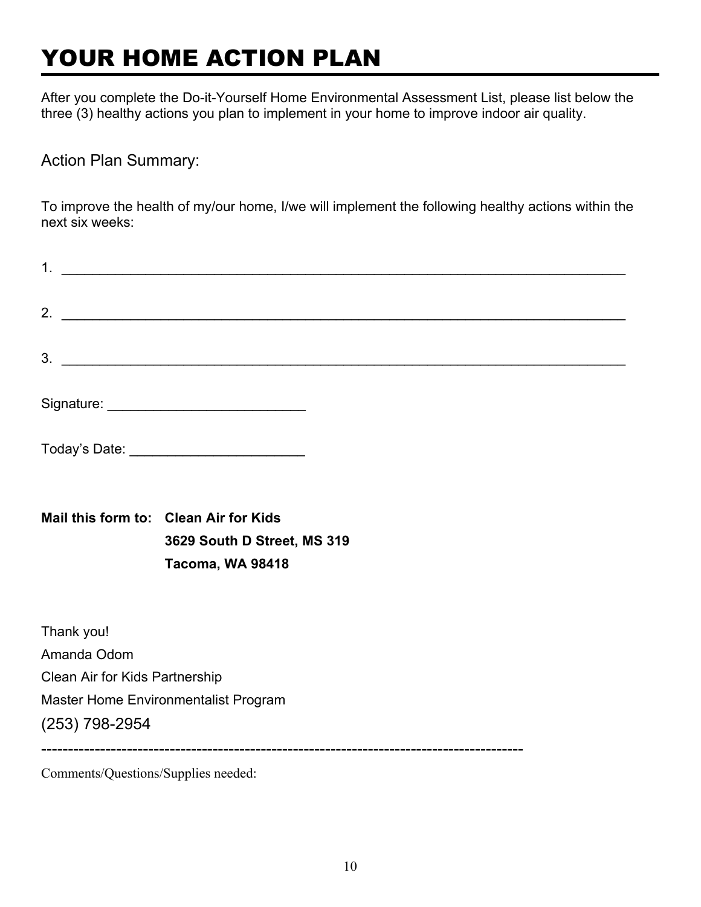# YOUR HOME ACTION PLAN

After you complete the Do-it-Yourself Home Environmental Assessment List, please list below the three (3) healthy actions you plan to implement in your home to improve indoor air quality.

Action Plan Summary:

To improve the health of my/our home, I/we will implement the following healthy actions within the next six weeks:

1. ____________________________________________________________________________

2. ____________________________________________________________________________

3. ____________________________________________________________________________

Signature: __________________________

Today's Date: _______________________

**Mail this form to:** **Clean Air for Kids**
**3629 South D Street, MS 319**
**Tacoma, WA 98418**

Thank you!
Amanda Odom
Clean Air for Kids Partnership
Master Home Environmentalist Program
(253) 798-2954

---

Comments/Questions/Supplies needed: